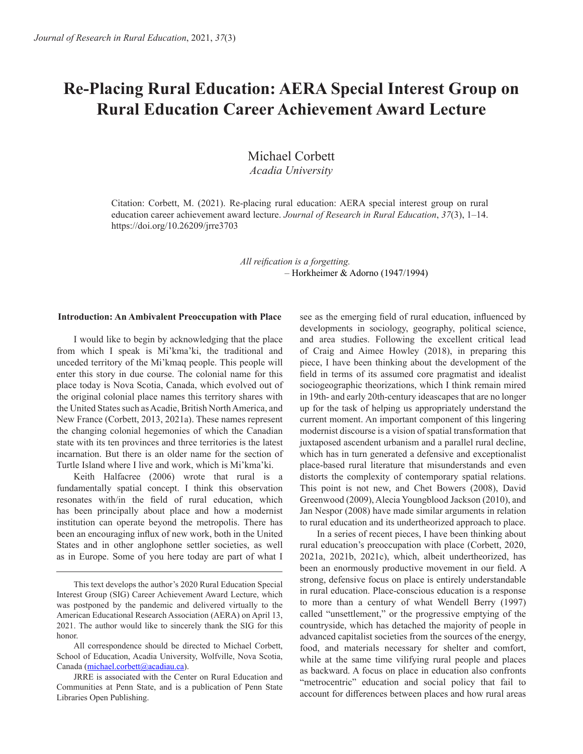# Re-Placing Rural Education: AERA Special Interest Group on Rural Education Career Achievement Award Lecture

Michael Corbett
*Acadia University*

Citation: Corbett, M. (2021). Re-placing rural education: AERA special interest group on rural education career achievement award lecture. *Journal of Research in Rural Education*, *37*(3), 1–14. https://doi.org/10.26209/jrre3703

*All reification is a forgetting.*
– Horkheimer & Adorno (1947/1994)

**Introduction: An Ambivalent Preoccupation with Place**

I would like to begin by acknowledging that the place from which I speak is Mi'kma'ki, the traditional and unceded territory of the Mi'kmaq people. This people will enter this story in due course. The colonial name for this place today is Nova Scotia, Canada, which evolved out of the original colonial place names this territory shares with the United States such as Acadie, British North America, and New France (Corbett, 2013, 2021a). These names represent the changing colonial hegemonies of which the Canadian state with its ten provinces and three territories is the latest incarnation. But there is an older name for the section of Turtle Island where I live and work, which is Mi'kma'ki.

Keith Halfacree (2006) wrote that rural is a fundamentally spatial concept. I think this observation resonates with/in the field of rural education, which has been principally about place and how a modernist institution can operate beyond the metropolis. There has been an encouraging influx of new work, both in the United States and in other anglophone settler societies, as well as in Europe. Some of you here today are part of what I see as the emerging field of rural education, influenced by developments in sociology, geography, political science, and area studies. Following the excellent critical lead of Craig and Aimee Howley (2018), in preparing this piece, I have been thinking about the development of the field in terms of its assumed core pragmatist and idealist sociogeographic theorizations, which I think remain mired in 19th- and early 20th-century ideascapes that are no longer up for the task of helping us appropriately understand the current moment. An important component of this lingering modernist discourse is a vision of spatial transformation that juxtaposed ascendent urbanism and a parallel rural decline, which has in turn generated a defensive and exceptionalist place-based rural literature that misunderstands and even distorts the complexity of contemporary spatial relations. This point is not new, and Chet Bowers (2008), David Greenwood (2009), Alecia Youngblood Jackson (2010), and Jan Nespor (2008) have made similar arguments in relation to rural education and its undertheorized approach to place.

In a series of recent pieces, I have been thinking about rural education's preoccupation with place (Corbett, 2020, 2021a, 2021b, 2021c), which, albeit undertheorized, has been an enormously productive movement in our field. A strong, defensive focus on place is entirely understandable in rural education. Place-conscious education is a response to more than a century of what Wendell Berry (1997) called "unsettlement," or the progressive emptying of the countryside, which has detached the majority of people in advanced capitalist societies from the sources of the energy, food, and materials necessary for shelter and comfort, while at the same time vilifying rural people and places as backward. A focus on place in education also confronts "metrocentric" education and social policy that fail to account for differences between places and how rural areas

---

This text develops the author's 2020 Rural Education Special Interest Group (SIG) Career Achievement Award Lecture, which was postponed by the pandemic and delivered virtually to the American Educational Research Association (AERA) on April 13, 2021. The author would like to sincerely thank the SIG for this honor.

All correspondence should be directed to Michael Corbett, School of Education, Acadia University, Wolfville, Nova Scotia, Canada (michael.corbett@acadiau.ca).

JRRE is associated with the Center on Rural Education and Communities at Penn State, and is a publication of Penn State Libraries Open Publishing.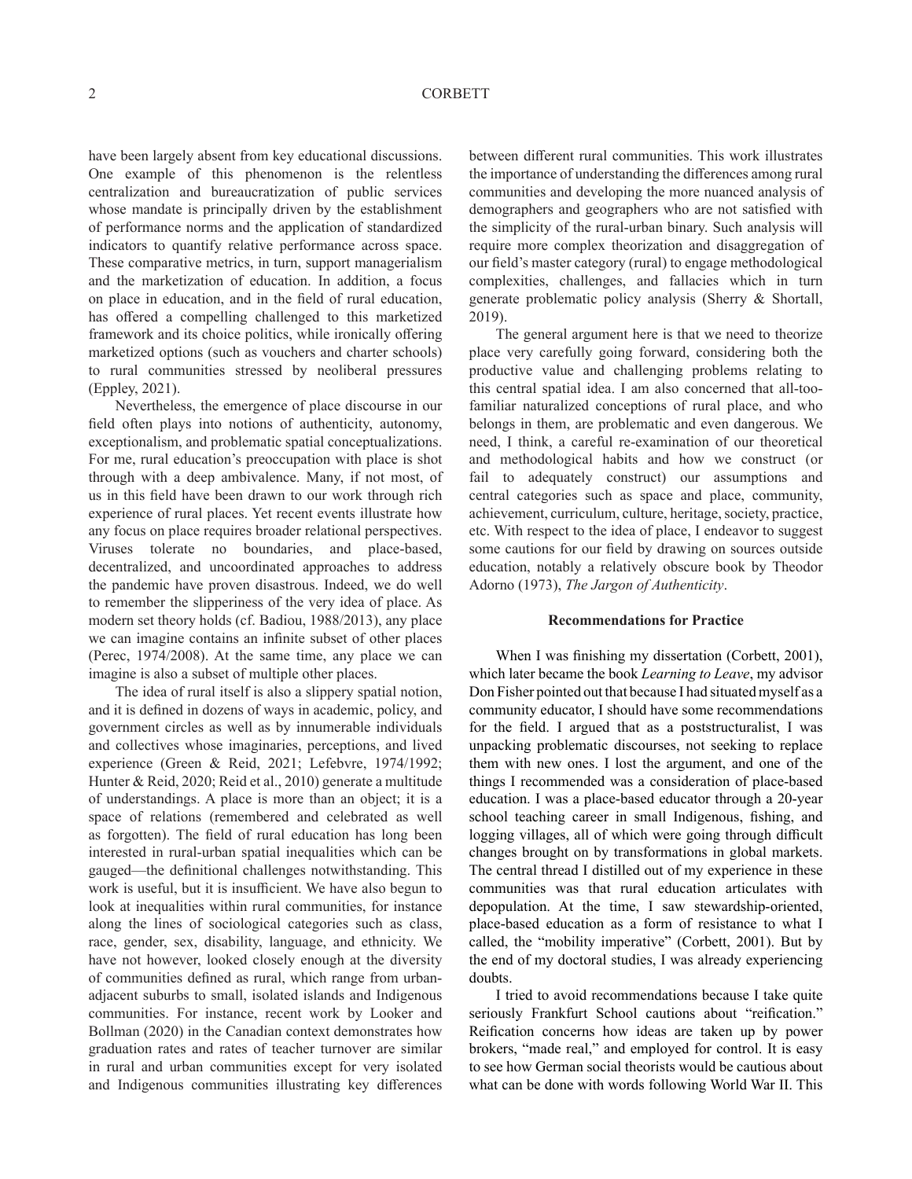have been largely absent from key educational discussions. One example of this phenomenon is the relentless centralization and bureaucratization of public services whose mandate is principally driven by the establishment of performance norms and the application of standardized indicators to quantify relative performance across space. These comparative metrics, in turn, support managerialism and the marketization of education. In addition, a focus on place in education, and in the field of rural education, has offered a compelling challenged to this marketized framework and its choice politics, while ironically offering marketized options (such as vouchers and charter schools) to rural communities stressed by neoliberal pressures (Eppley, 2021).

Nevertheless, the emergence of place discourse in our field often plays into notions of authenticity, autonomy, exceptionalism, and problematic spatial conceptualizations. For me, rural education's preoccupation with place is shot through with a deep ambivalence. Many, if not most, of us in this field have been drawn to our work through rich experience of rural places. Yet recent events illustrate how any focus on place requires broader relational perspectives. Viruses tolerate no boundaries, and place-based, decentralized, and uncoordinated approaches to address the pandemic have proven disastrous. Indeed, we do well to remember the slipperiness of the very idea of place. As modern set theory holds (cf. Badiou, 1988/2013), any place we can imagine contains an infinite subset of other places (Perec, 1974/2008). At the same time, any place we can imagine is also a subset of multiple other places.

The idea of rural itself is also a slippery spatial notion, and it is defined in dozens of ways in academic, policy, and government circles as well as by innumerable individuals and collectives whose imaginaries, perceptions, and lived experience (Green & Reid, 2021; Lefebvre, 1974/1992; Hunter & Reid, 2020; Reid et al., 2010) generate a multitude of understandings. A place is more than an object; it is a space of relations (remembered and celebrated as well as forgotten). The field of rural education has long been interested in rural-urban spatial inequalities which can be gauged—the definitional challenges notwithstanding. This work is useful, but it is insufficient. We have also begun to look at inequalities within rural communities, for instance along the lines of sociological categories such as class, race, gender, sex, disability, language, and ethnicity. We have not however, looked closely enough at the diversity of communities defined as rural, which range from urban-adjacent suburbs to small, isolated islands and Indigenous communities. For instance, recent work by Looker and Bollman (2020) in the Canadian context demonstrates how graduation rates and rates of teacher turnover are similar in rural and urban communities except for very isolated and Indigenous communities illustrating key differences between different rural communities. This work illustrates the importance of understanding the differences among rural communities and developing the more nuanced analysis of demographers and geographers who are not satisfied with the simplicity of the rural-urban binary. Such analysis will require more complex theorization and disaggregation of our field's master category (rural) to engage methodological complexities, challenges, and fallacies which in turn generate problematic policy analysis (Sherry & Shortall, 2019).

The general argument here is that we need to theorize place very carefully going forward, considering both the productive value and challenging problems relating to this central spatial idea. I am also concerned that all-too-familiar naturalized conceptions of rural place, and who belongs in them, are problematic and even dangerous. We need, I think, a careful re-examination of our theoretical and methodological habits and how we construct (or fail to adequately construct) our assumptions and central categories such as space and place, community, achievement, curriculum, culture, heritage, society, practice, etc. With respect to the idea of place, I endeavor to suggest some cautions for our field by drawing on sources outside education, notably a relatively obscure book by Theodor Adorno (1973), *The Jargon of Authenticity*.

## Recommendations for Practice

When I was finishing my dissertation (Corbett, 2001), which later became the book *Learning to Leave*, my advisor Don Fisher pointed out that because I had situated myself as a community educator, I should have some recommendations for the field. I argued that as a poststructuralist, I was unpacking problematic discourses, not seeking to replace them with new ones. I lost the argument, and one of the things I recommended was a consideration of place-based education. I was a place-based educator through a 20-year school teaching career in small Indigenous, fishing, and logging villages, all of which were going through difficult changes brought on by transformations in global markets. The central thread I distilled out of my experience in these communities was that rural education articulates with depopulation. At the time, I saw stewardship-oriented, place-based education as a form of resistance to what I called, the "mobility imperative" (Corbett, 2001). But by the end of my doctoral studies, I was already experiencing doubts.

I tried to avoid recommendations because I take quite seriously Frankfurt School cautions about "reification." Reification concerns how ideas are taken up by power brokers, "made real," and employed for control. It is easy to see how German social theorists would be cautious about what can be done with words following World War II. This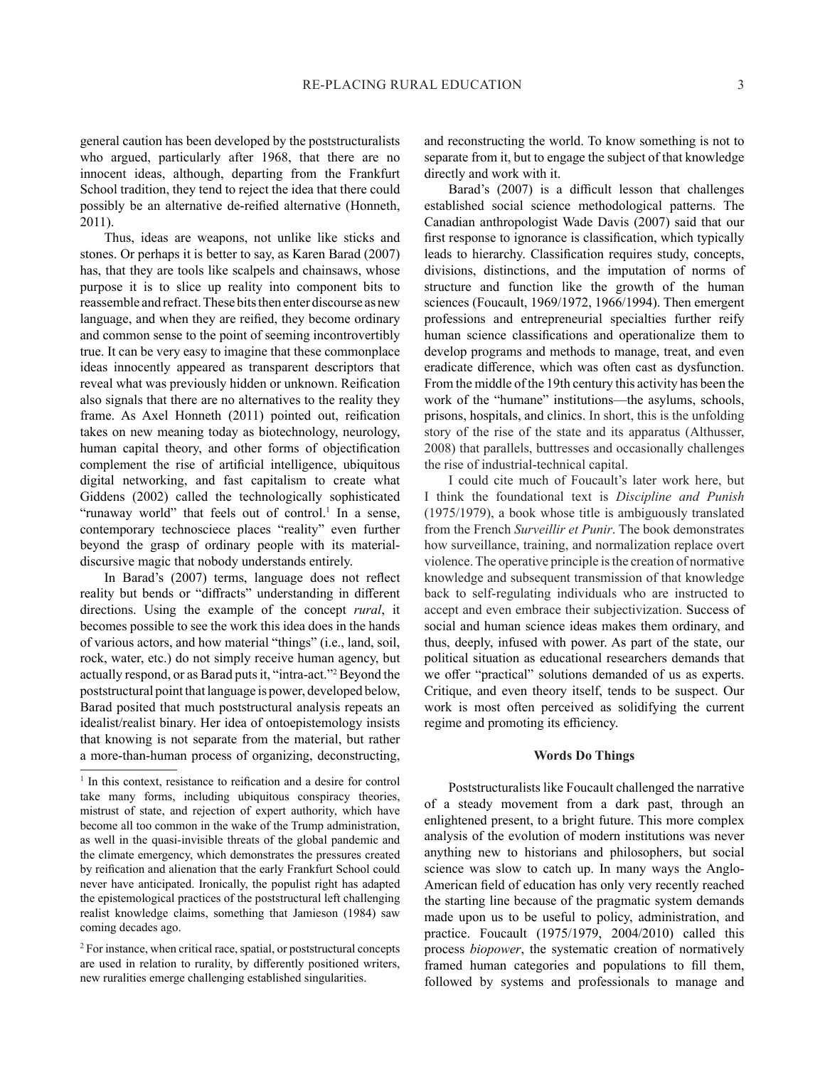general caution has been developed by the poststructuralists who argued, particularly after 1968, that there are no innocent ideas, although, departing from the Frankfurt School tradition, they tend to reject the idea that there could possibly be an alternative de-reified alternative (Honneth, 2011).

Thus, ideas are weapons, not unlike like sticks and stones. Or perhaps it is better to say, as Karen Barad (2007) has, that they are tools like scalpels and chainsaws, whose purpose it is to slice up reality into component bits to reassemble and refract. These bits then enter discourse as new language, and when they are reified, they become ordinary and common sense to the point of seeming incontrovertibly true. It can be very easy to imagine that these commonplace ideas innocently appeared as transparent descriptors that reveal what was previously hidden or unknown. Reification also signals that there are no alternatives to the reality they frame. As Axel Honneth (2011) pointed out, reification takes on new meaning today as biotechnology, neurology, human capital theory, and other forms of objectification complement the rise of artificial intelligence, ubiquitous digital networking, and fast capitalism to create what Giddens (2002) called the technologically sophisticated "runaway world" that feels out of control.[1] In a sense, contemporary technosciece places "reality" even further beyond the grasp of ordinary people with its material-discursive magic that nobody understands entirely.

In Barad's (2007) terms, language does not reflect reality but bends or "diffracts" understanding in different directions. Using the example of the concept *rural*, it becomes possible to see the work this idea does in the hands of various actors, and how material "things" (i.e., land, soil, rock, water, etc.) do not simply receive human agency, but actually respond, or as Barad puts it, "intra-act."[2] Beyond the poststructural point that language is power, developed below, Barad posited that much poststructural analysis repeats an idealist/realist binary. Her idea of ontoepistemology insists that knowing is not separate from the material, but rather a more-than-human process of organizing, deconstructing, and reconstructing the world. To know something is not to separate from it, but to engage the subject of that knowledge directly and work with it.

Barad's (2007) is a difficult lesson that challenges established social science methodological patterns. The Canadian anthropologist Wade Davis (2007) said that our first response to ignorance is classification, which typically leads to hierarchy. Classification requires study, concepts, divisions, distinctions, and the imputation of norms of structure and function like the growth of the human sciences (Foucault, 1969/1972, 1966/1994). Then emergent professions and entrepreneurial specialties further reify human science classifications and operationalize them to develop programs and methods to manage, treat, and even eradicate difference, which was often cast as dysfunction. From the middle of the 19th century this activity has been the work of the "humane" institutions—the asylums, schools, prisons, hospitals, and clinics. In short, this is the unfolding story of the rise of the state and its apparatus (Althusser, 2008) that parallels, buttresses and occasionally challenges the rise of industrial-technical capital.

I could cite much of Foucault's later work here, but I think the foundational text is *Discipline and Punish* (1975/1979), a book whose title is ambiguously translated from the French *Surveillir et Punir*. The book demonstrates how surveillance, training, and normalization replace overt violence. The operative principle is the creation of normative knowledge and subsequent transmission of that knowledge back to self-regulating individuals who are instructed to accept and even embrace their subjectivization. Success of social and human science ideas makes them ordinary, and thus, deeply, infused with power. As part of the state, our political situation as educational researchers demands that we offer "practical" solutions demanded of us as experts. Critique, and even theory itself, tends to be suspect. Our work is most often perceived as solidifying the current regime and promoting its efficiency.

### Words Do Things

Poststructuralists like Foucault challenged the narrative of a steady movement from a dark past, through an enlightened present, to a bright future. This more complex analysis of the evolution of modern institutions was never anything new to historians and philosophers, but social science was slow to catch up. In many ways the Anglo-American field of education has only very recently reached the starting line because of the pragmatic system demands made upon us to be useful to policy, administration, and practice. Foucault (1975/1979, 2004/2010) called this process *biopower*, the systematic creation of normatively framed human categories and populations to fill them, followed by systems and professionals to manage and

---

[1] In this context, resistance to reification and a desire for control take many forms, including ubiquitous conspiracy theories, mistrust of state, and rejection of expert authority, which have become all too common in the wake of the Trump administration, as well in the quasi-invisible threats of the global pandemic and the climate emergency, which demonstrates the pressures created by reification and alienation that the early Frankfurt School could never have anticipated. Ironically, the populist right has adapted the epistemological practices of the poststructural left challenging realist knowledge claims, something that Jamieson (1984) saw coming decades ago.

[2] For instance, when critical race, spatial, or poststructural concepts are used in relation to rurality, by differently positioned writers, new ruralities emerge challenging established singularities.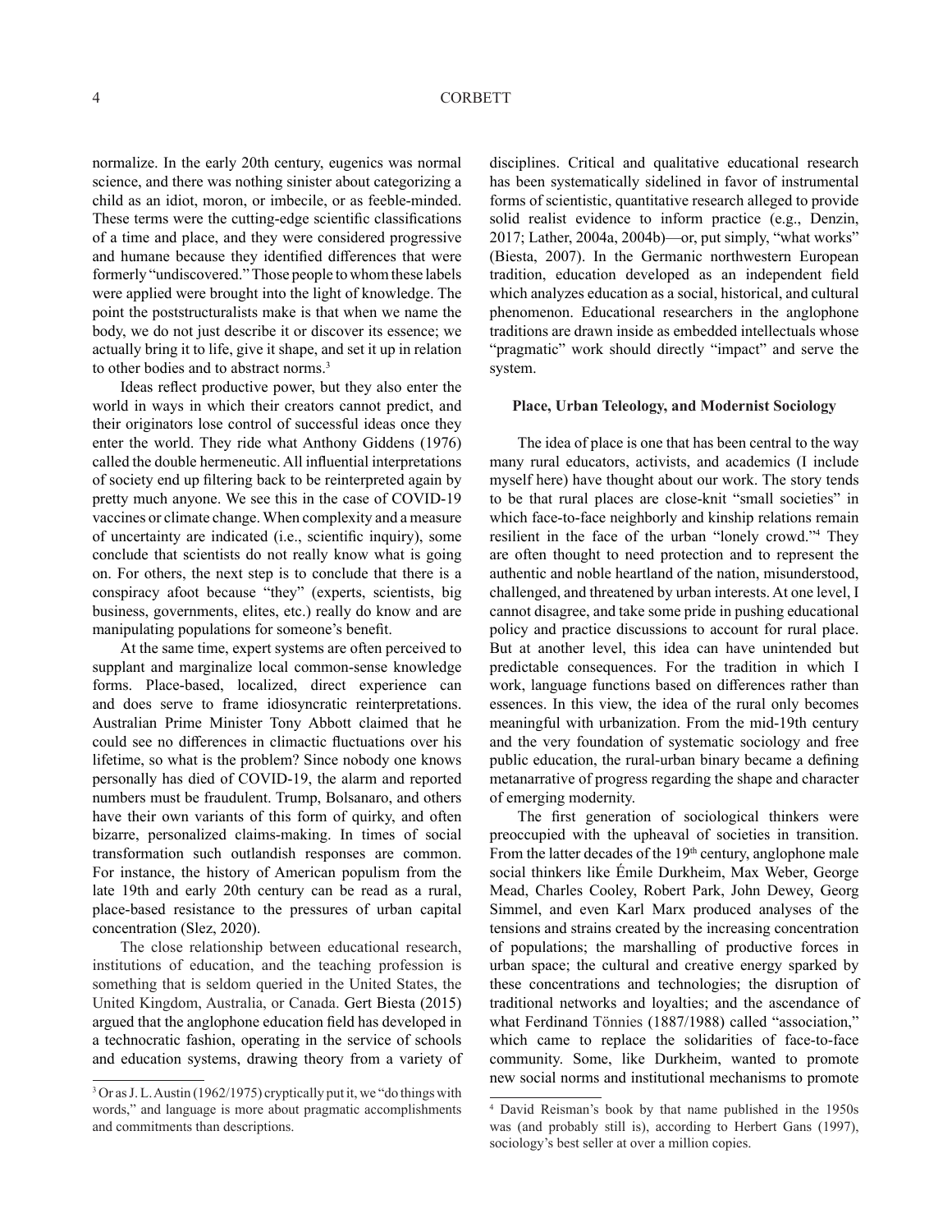normalize. In the early 20th century, eugenics was normal science, and there was nothing sinister about categorizing a child as an idiot, moron, or imbecile, or as feeble-minded. These terms were the cutting-edge scientific classifications of a time and place, and they were considered progressive and humane because they identified differences that were formerly "undiscovered." Those people to whom these labels were applied were brought into the light of knowledge. The point the poststructuralists make is that when we name the body, we do not just describe it or discover its essence; we actually bring it to life, give it shape, and set it up in relation to other bodies and to abstract norms.[3]

Ideas reflect productive power, but they also enter the world in ways in which their creators cannot predict, and their originators lose control of successful ideas once they enter the world. They ride what Anthony Giddens (1976) called the double hermeneutic. All influential interpretations of society end up filtering back to be reinterpreted again by pretty much anyone. We see this in the case of COVID-19 vaccines or climate change. When complexity and a measure of uncertainty are indicated (i.e., scientific inquiry), some conclude that scientists do not really know what is going on. For others, the next step is to conclude that there is a conspiracy afoot because "they" (experts, scientists, big business, governments, elites, etc.) really do know and are manipulating populations for someone's benefit.

At the same time, expert systems are often perceived to supplant and marginalize local common-sense knowledge forms. Place-based, localized, direct experience can and does serve to frame idiosyncratic reinterpretations. Australian Prime Minister Tony Abbott claimed that he could see no differences in climactic fluctuations over his lifetime, so what is the problem? Since nobody one knows personally has died of COVID-19, the alarm and reported numbers must be fraudulent. Trump, Bolsanaro, and others have their own variants of this form of quirky, and often bizarre, personalized claims-making. In times of social transformation such outlandish responses are common. For instance, the history of American populism from the late 19th and early 20th century can be read as a rural, place-based resistance to the pressures of urban capital concentration (Slez, 2020).

The close relationship between educational research, institutions of education, and the teaching profession is something that is seldom queried in the United States, the United Kingdom, Australia, or Canada. Gert Biesta (2015) argued that the anglophone education field has developed in a technocratic fashion, operating in the service of schools and education systems, drawing theory from a variety of disciplines. Critical and qualitative educational research has been systematically sidelined in favor of instrumental forms of scientistic, quantitative research alleged to provide solid realist evidence to inform practice (e.g., Denzin, 2017; Lather, 2004a, 2004b)—or, put simply, "what works" (Biesta, 2007). In the Germanic northwestern European tradition, education developed as an independent field which analyzes education as a social, historical, and cultural phenomenon. Educational researchers in the anglophone traditions are drawn inside as embedded intellectuals whose "pragmatic" work should directly "impact" and serve the system.

### Place, Urban Teleology, and Modernist Sociology

The idea of place is one that has been central to the way many rural educators, activists, and academics (I include myself here) have thought about our work. The story tends to be that rural places are close-knit "small societies" in which face-to-face neighborly and kinship relations remain resilient in the face of the urban "lonely crowd."[4] They are often thought to need protection and to represent the authentic and noble heartland of the nation, misunderstood, challenged, and threatened by urban interests. At one level, I cannot disagree, and take some pride in pushing educational policy and practice discussions to account for rural place. But at another level, this idea can have unintended but predictable consequences. For the tradition in which I work, language functions based on differences rather than essences. In this view, the idea of the rural only becomes meaningful with urbanization. From the mid-19th century and the very foundation of systematic sociology and free public education, the rural-urban binary became a defining metanarrative of progress regarding the shape and character of emerging modernity.

The first generation of sociological thinkers were preoccupied with the upheaval of societies in transition. From the latter decades of the 19th century, anglophone male social thinkers like Émile Durkheim, Max Weber, George Mead, Charles Cooley, Robert Park, John Dewey, Georg Simmel, and even Karl Marx produced analyses of the tensions and strains created by the increasing concentration of populations; the marshalling of productive forces in urban space; the cultural and creative energy sparked by these concentrations and technologies; the disruption of traditional networks and loyalties; and the ascendance of what Ferdinand Tönnies (1887/1988) called "association," which came to replace the solidarities of face-to-face community. Some, like Durkheim, wanted to promote new social norms and institutional mechanisms to promote

[3] Or as J. L. Austin (1962/1975) cryptically put it, we "do things with words," and language is more about pragmatic accomplishments and commitments than descriptions.

[4] David Reisman's book by that name published in the 1950s was (and probably still is), according to Herbert Gans (1997), sociology's best seller at over a million copies.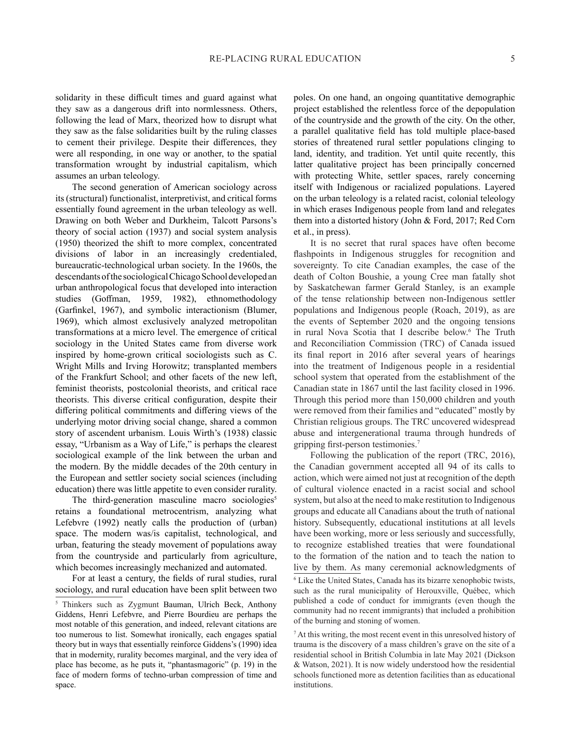solidarity in these difficult times and guard against what they saw as a dangerous drift into normlessness. Others, following the lead of Marx, theorized how to disrupt what they saw as the false solidarities built by the ruling classes to cement their privilege. Despite their differences, they were all responding, in one way or another, to the spatial transformation wrought by industrial capitalism, which assumes an urban teleology.

The second generation of American sociology across its (structural) functionalist, interpretivist, and critical forms essentially found agreement in the urban teleology as well. Drawing on both Weber and Durkheim, Talcott Parsons's theory of social action (1937) and social system analysis (1950) theorized the shift to more complex, concentrated divisions of labor in an increasingly credentialed, bureaucratic-technological urban society. In the 1960s, the descendants of the sociological Chicago School developed an urban anthropological focus that developed into interaction studies (Goffman, 1959, 1982), ethnomethodology (Garfinkel, 1967), and symbolic interactionism (Blumer, 1969), which almost exclusively analyzed metropolitan transformations at a micro level. The emergence of critical sociology in the United States came from diverse work inspired by home-grown critical sociologists such as C. Wright Mills and Irving Horowitz; transplanted members of the Frankfurt School; and other facets of the new left, feminist theorists, postcolonial theorists, and critical race theorists. This diverse critical configuration, despite their differing political commitments and differing views of the underlying motor driving social change, shared a common story of ascendent urbanism. Louis Wirth's (1938) classic essay, "Urbanism as a Way of Life," is perhaps the clearest sociological example of the link between the urban and the modern. By the middle decades of the 20th century in the European and settler society social sciences (including education) there was little appetite to even consider rurality.

The third-generation masculine macro sociologies[5] retains a foundational metrocentrism, analyzing what Lefebvre (1992) neatly calls the production of (urban) space. The modern was/is capitalist, technological, and urban, featuring the steady movement of populations away from the countryside and particularly from agriculture, which becomes increasingly mechanized and automated.

For at least a century, the fields of rural studies, rural sociology, and rural education have been split between two poles. On one hand, an ongoing quantitative demographic project established the relentless force of the depopulation of the countryside and the growth of the city. On the other, a parallel qualitative field has told multiple place-based stories of threatened rural settler populations clinging to land, identity, and tradition. Yet until quite recently, this latter qualitative project has been principally concerned with protecting White, settler spaces, rarely concerning itself with Indigenous or racialized populations. Layered on the urban teleology is a related racist, colonial teleology in which erases Indigenous people from land and relegates them into a distorted history (John & Ford, 2017; Red Corn et al., in press).

It is no secret that rural spaces have often become flashpoints in Indigenous struggles for recognition and sovereignty. To cite Canadian examples, the case of the death of Colton Boushie, a young Cree man fatally shot by Saskatchewan farmer Gerald Stanley, is an example of the tense relationship between non-Indigenous settler populations and Indigenous people (Roach, 2019), as are the events of September 2020 and the ongoing tensions in rural Nova Scotia that I describe below.[6] The Truth and Reconciliation Commission (TRC) of Canada issued its final report in 2016 after several years of hearings into the treatment of Indigenous people in a residential school system that operated from the establishment of the Canadian state in 1867 until the last facility closed in 1996. Through this period more than 150,000 children and youth were removed from their families and "educated" mostly by Christian religious groups. The TRC uncovered widespread abuse and intergenerational trauma through hundreds of gripping first-person testimonies.[7]

Following the publication of the report (TRC, 2016), the Canadian government accepted all 94 of its calls to action, which were aimed not just at recognition of the depth of cultural violence enacted in a racist social and school system, but also at the need to make restitution to Indigenous groups and educate all Canadians about the truth of national history. Subsequently, educational institutions at all levels have been working, more or less seriously and successfully, to recognize established treaties that were foundational to the formation of the nation and to teach the nation to live by them. As many ceremonial acknowledgments of

---

[5] Thinkers such as Zygmunt Bauman, Ulrich Beck, Anthony Giddens, Henri Lefebvre, and Pierre Bourdieu are perhaps the most notable of this generation, and indeed, relevant citations are too numerous to list. Somewhat ironically, each engages spatial theory but in ways that essentially reinforce Giddens's (1990) idea that in modernity, rurality becomes marginal, and the very idea of place has become, as he puts it, "phantasmagoric" (p. 19) in the face of modern forms of techno-urban compression of time and space.

[6] Like the United States, Canada has its bizarre xenophobic twists, such as the rural municipality of Herouxville, Québec, which published a code of conduct for immigrants (even though the community had no recent immigrants) that included a prohibition of the burning and stoning of women.

[7] At this writing, the most recent event in this unresolved history of trauma is the discovery of a mass children's grave on the site of a residential school in British Columbia in late May 2021 (Dickson & Watson, 2021). It is now widely understood how the residential schools functioned more as detention facilities than as educational institutions.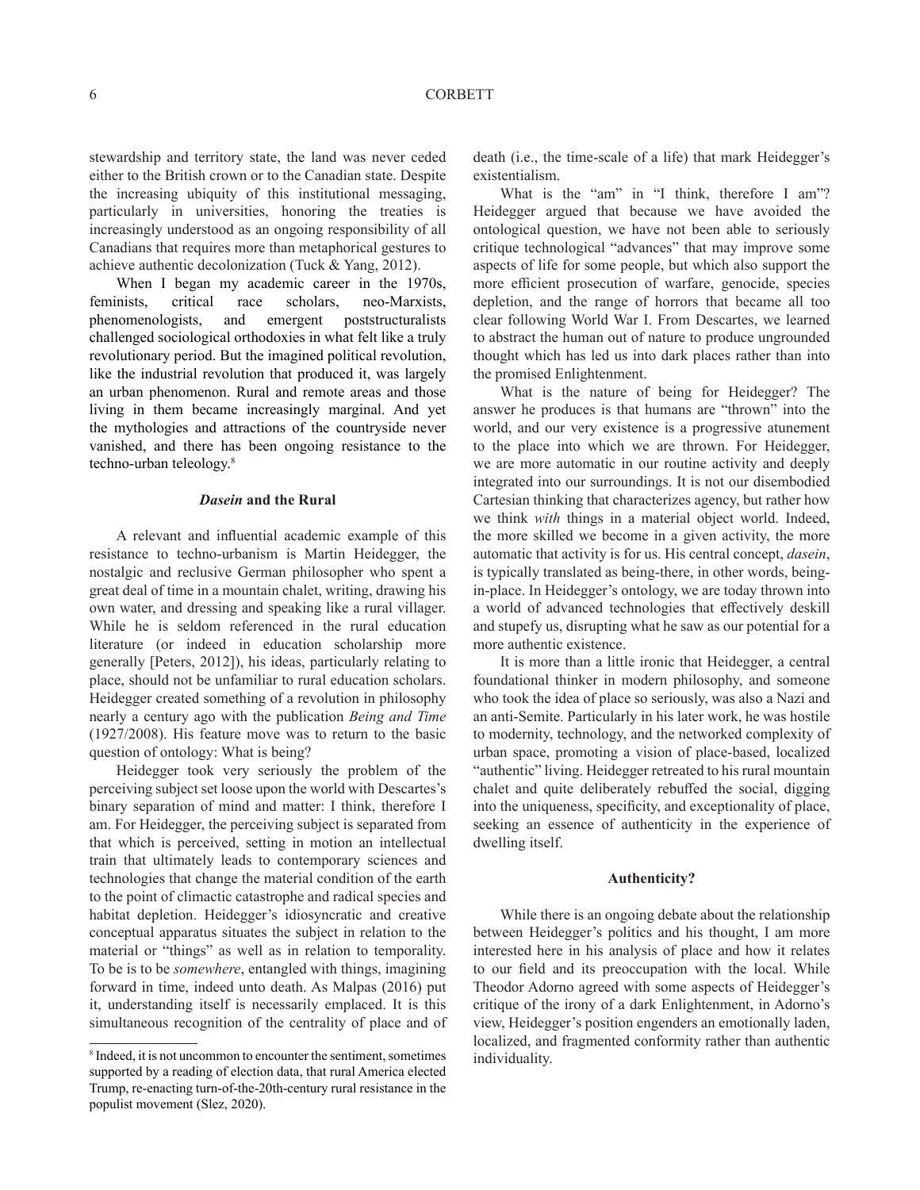stewardship and territory state, the land was never ceded either to the British crown or to the Canadian state. Despite the increasing ubiquity of this institutional messaging, particularly in universities, honoring the treaties is increasingly understood as an ongoing responsibility of all Canadians that requires more than metaphorical gestures to achieve authentic decolonization (Tuck & Yang, 2012).

When I began my academic career in the 1970s, feminists, critical race scholars, neo-Marxists, phenomenologists, and emergent poststructuralists challenged sociological orthodoxies in what felt like a truly revolutionary period. But the imagined political revolution, like the industrial revolution that produced it, was largely an urban phenomenon. Rural and remote areas and those living in them became increasingly marginal. And yet the mythologies and attractions of the countryside never vanished, and there has been ongoing resistance to the techno-urban teleology.[8]

### *Dasein* and the Rural

A relevant and influential academic example of this resistance to techno-urbanism is Martin Heidegger, the nostalgic and reclusive German philosopher who spent a great deal of time in a mountain chalet, writing, drawing his own water, and dressing and speaking like a rural villager. While he is seldom referenced in the rural education literature (or indeed in education scholarship more generally [Peters, 2012]), his ideas, particularly relating to place, should not be unfamiliar to rural education scholars. Heidegger created something of a revolution in philosophy nearly a century ago with the publication *Being and Time* (1927/2008). His feature move was to return to the basic question of ontology: What is being?

Heidegger took very seriously the problem of the perceiving subject set loose upon the world with Descartes's binary separation of mind and matter: I think, therefore I am. For Heidegger, the perceiving subject is separated from that which is perceived, setting in motion an intellectual train that ultimately leads to contemporary sciences and technologies that change the material condition of the earth to the point of climactic catastrophe and radical species and habitat depletion. Heidegger's idiosyncratic and creative conceptual apparatus situates the subject in relation to the material or "things" as well as in relation to temporality. To be is to be *somewhere*, entangled with things, imagining forward in time, indeed unto death. As Malpas (2016) put it, understanding itself is necessarily emplaced. It is this simultaneous recognition of the centrality of place and of death (i.e., the time-scale of a life) that mark Heidegger's existentialism.

What is the "am" in "I think, therefore I am"? Heidegger argued that because we have avoided the ontological question, we have not been able to seriously critique technological "advances" that may improve some aspects of life for some people, but which also support the more efficient prosecution of warfare, genocide, species depletion, and the range of horrors that became all too clear following World War I. From Descartes, we learned to abstract the human out of nature to produce ungrounded thought which has led us into dark places rather than into the promised Enlightenment.

What is the nature of being for Heidegger? The answer he produces is that humans are "thrown" into the world, and our very existence is a progressive atunement to the place into which we are thrown. For Heidegger, we are more automatic in our routine activity and deeply integrated into our surroundings. It is not our disembodied Cartesian thinking that characterizes agency, but rather how we think *with* things in a material object world. Indeed, the more skilled we become in a given activity, the more automatic that activity is for us. His central concept, *dasein*, is typically translated as being-there, in other words, being-in-place. In Heidegger's ontology, we are today thrown into a world of advanced technologies that effectively deskill and stupefy us, disrupting what he saw as our potential for a more authentic existence.

It is more than a little ironic that Heidegger, a central foundational thinker in modern philosophy, and someone who took the idea of place so seriously, was also a Nazi and an anti-Semite. Particularly in his later work, he was hostile to modernity, technology, and the networked complexity of urban space, promoting a vision of place-based, localized "authentic" living. Heidegger retreated to his rural mountain chalet and quite deliberately rebuffed the social, digging into the uniqueness, specificity, and exceptionality of place, seeking an essence of authenticity in the experience of dwelling itself.

### Authenticity?

While there is an ongoing debate about the relationship between Heidegger's politics and his thought, I am more interested here in his analysis of place and how it relates to our field and its preoccupation with the local. While Theodor Adorno agreed with some aspects of Heidegger's critique of the irony of a dark Enlightenment, in Adorno's view, Heidegger's position engenders an emotionally laden, localized, and fragmented conformity rather than authentic individuality.

[8] Indeed, it is not uncommon to encounter the sentiment, sometimes supported by a reading of election data, that rural America elected Trump, re-enacting turn-of-the-20th-century rural resistance in the populist movement (Slez, 2020).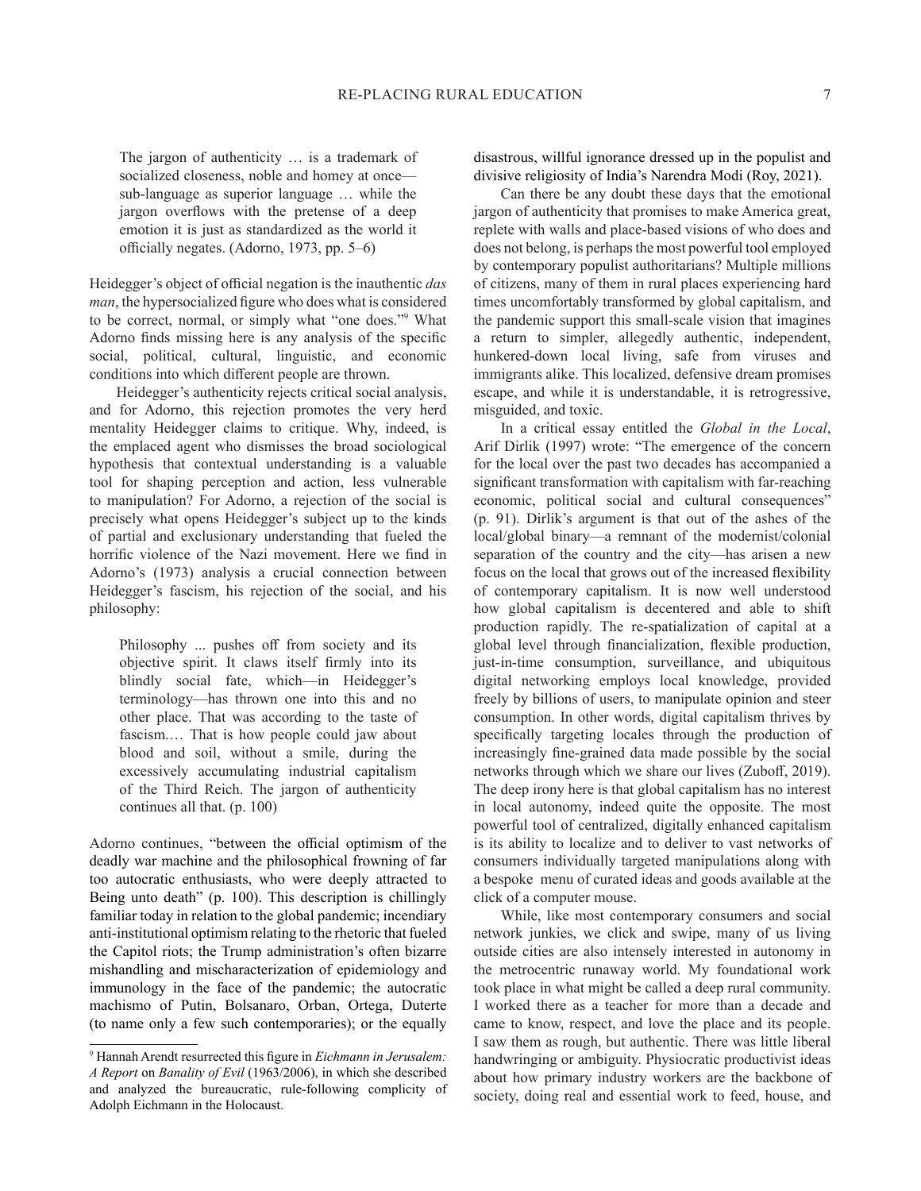> The jargon of authenticity … is a trademark of socialized closeness, noble and homey at once—sub-language as superior language … while the jargon overflows with the pretense of a deep emotion it is just as standardized as the world it officially negates. (Adorno, 1973, pp. 5–6)

Heidegger's object of official negation is the inauthentic *das man*, the hypersocialized figure who does what is considered to be correct, normal, or simply what "one does."[9] What Adorno finds missing here is any analysis of the specific social, political, cultural, linguistic, and economic conditions into which different people are thrown.

Heidegger's authenticity rejects critical social analysis, and for Adorno, this rejection promotes the very herd mentality Heidegger claims to critique. Why, indeed, is the emplaced agent who dismisses the broad sociological hypothesis that contextual understanding is a valuable tool for shaping perception and action, less vulnerable to manipulation? For Adorno, a rejection of the social is precisely what opens Heidegger's subject up to the kinds of partial and exclusionary understanding that fueled the horrific violence of the Nazi movement. Here we find in Adorno's (1973) analysis a crucial connection between Heidegger's fascism, his rejection of the social, and his philosophy:

> Philosophy ... pushes off from society and its objective spirit. It claws itself firmly into its blindly social fate, which—in Heidegger's terminology—has thrown one into this and no other place. That was according to the taste of fascism.… That is how people could jaw about blood and soil, without a smile, during the excessively accumulating industrial capitalism of the Third Reich. The jargon of authenticity continues all that. (p. 100)

Adorno continues, "between the official optimism of the deadly war machine and the philosophical frowning of far too autocratic enthusiasts, who were deeply attracted to Being unto death" (p. 100). This description is chillingly familiar today in relation to the global pandemic; incendiary anti-institutional optimism relating to the rhetoric that fueled the Capitol riots; the Trump administration's often bizarre mishandling and mischaracterization of epidemiology and immunology in the face of the pandemic; the autocratic machismo of Putin, Bolsanaro, Orban, Ortega, Duterte (to name only a few such contemporaries); or the equally disastrous, willful ignorance dressed up in the populist and divisive religiosity of India's Narendra Modi (Roy, 2021).

Can there be any doubt these days that the emotional jargon of authenticity that promises to make America great, replete with walls and place-based visions of who does and does not belong, is perhaps the most powerful tool employed by contemporary populist authoritarians? Multiple millions of citizens, many of them in rural places experiencing hard times uncomfortably transformed by global capitalism, and the pandemic support this small-scale vision that imagines a return to simpler, allegedly authentic, independent, hunkered-down local living, safe from viruses and immigrants alike. This localized, defensive dream promises escape, and while it is understandable, it is retrogressive, misguided, and toxic.

In a critical essay entitled the *Global in the Local*, Arif Dirlik (1997) wrote: "The emergence of the concern for the local over the past two decades has accompanied a significant transformation with capitalism with far-reaching economic, political social and cultural consequences" (p. 91). Dirlik's argument is that out of the ashes of the local/global binary—a remnant of the modernist/colonial separation of the country and the city—has arisen a new focus on the local that grows out of the increased flexibility of contemporary capitalism. It is now well understood how global capitalism is decentered and able to shift production rapidly. The re-spatialization of capital at a global level through financialization, flexible production, just-in-time consumption, surveillance, and ubiquitous digital networking employs local knowledge, provided freely by billions of users, to manipulate opinion and steer consumption. In other words, digital capitalism thrives by specifically targeting locales through the production of increasingly fine-grained data made possible by the social networks through which we share our lives (Zuboff, 2019). The deep irony here is that global capitalism has no interest in local autonomy, indeed quite the opposite. The most powerful tool of centralized, digitally enhanced capitalism is its ability to localize and to deliver to vast networks of consumers individually targeted manipulations along with a bespoke menu of curated ideas and goods available at the click of a computer mouse.

While, like most contemporary consumers and social network junkies, we click and swipe, many of us living outside cities are also intensely interested in autonomy in the metrocentric runaway world. My foundational work took place in what might be called a deep rural community. I worked there as a teacher for more than a decade and came to know, respect, and love the place and its people. I saw them as rough, but authentic. There was little liberal handwringing or ambiguity. Physiocratic productivist ideas about how primary industry workers are the backbone of society, doing real and essential work to feed, house, and

---

[9] Hannah Arendt resurrected this figure in *Eichmann in Jerusalem: A Report* on *Banality of Evil* (1963/2006), in which she described and analyzed the bureaucratic, rule-following complicity of Adolph Eichmann in the Holocaust.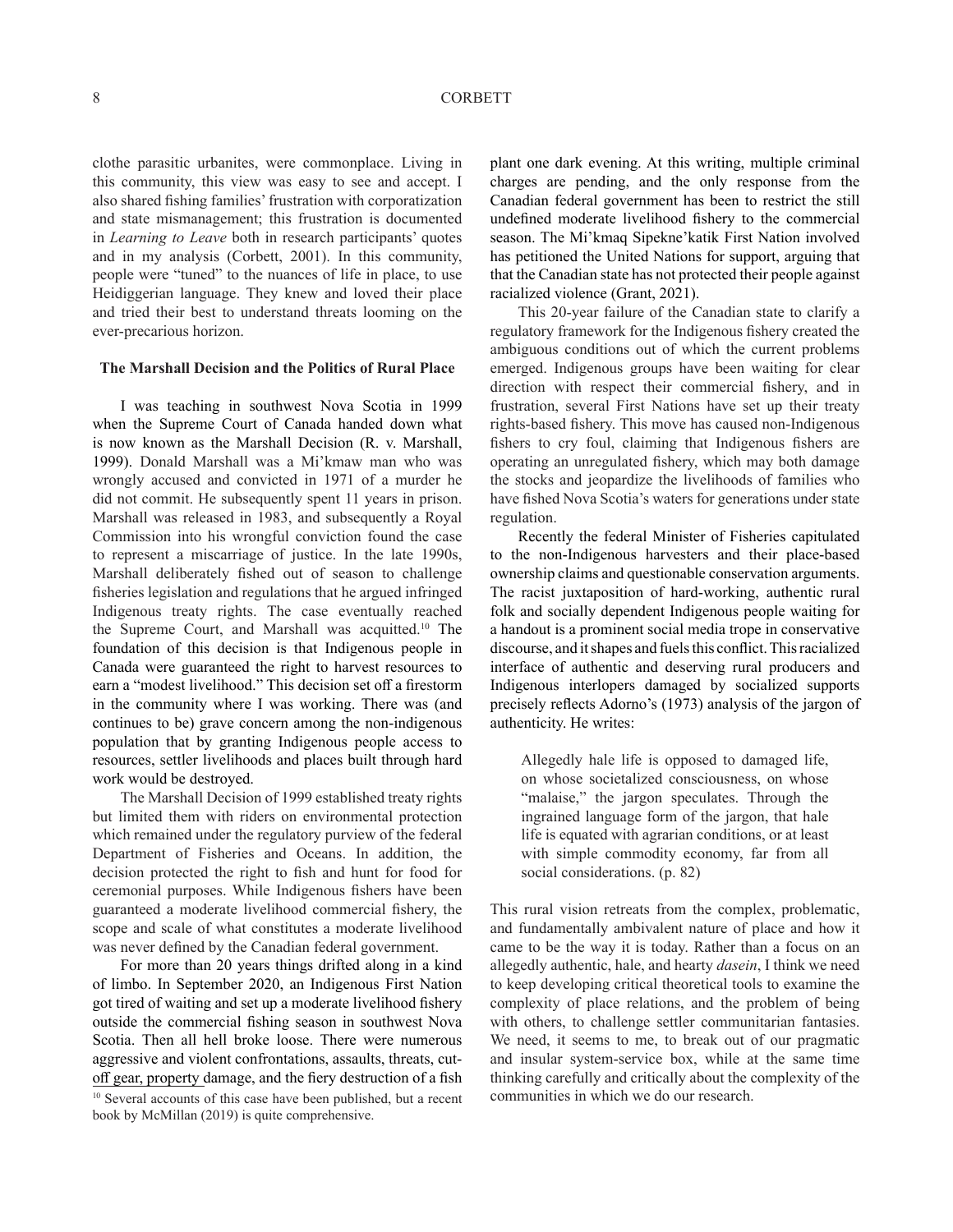clothe parasitic urbanites, were commonplace. Living in this community, this view was easy to see and accept. I also shared fishing families' frustration with corporatization and state mismanagement; this frustration is documented in *Learning to Leave* both in research participants' quotes and in my analysis (Corbett, 2001). In this community, people were "tuned" to the nuances of life in place, to use Heidiggerian language. They knew and loved their place and tried their best to understand threats looming on the ever-precarious horizon.

### The Marshall Decision and the Politics of Rural Place

I was teaching in southwest Nova Scotia in 1999 when the Supreme Court of Canada handed down what is now known as the Marshall Decision (R. v. Marshall, 1999). Donald Marshall was a Mi'kmaw man who was wrongly accused and convicted in 1971 of a murder he did not commit. He subsequently spent 11 years in prison. Marshall was released in 1983, and subsequently a Royal Commission into his wrongful conviction found the case to represent a miscarriage of justice. In the late 1990s, Marshall deliberately fished out of season to challenge fisheries legislation and regulations that he argued infringed Indigenous treaty rights. The case eventually reached the Supreme Court, and Marshall was acquitted.[10] The foundation of this decision is that Indigenous people in Canada were guaranteed the right to harvest resources to earn a "modest livelihood." This decision set off a firestorm in the community where I was working. There was (and continues to be) grave concern among the non-indigenous population that by granting Indigenous people access to resources, settler livelihoods and places built through hard work would be destroyed.

The Marshall Decision of 1999 established treaty rights but limited them with riders on environmental protection which remained under the regulatory purview of the federal Department of Fisheries and Oceans. In addition, the decision protected the right to fish and hunt for food for ceremonial purposes. While Indigenous fishers have been guaranteed a moderate livelihood commercial fishery, the scope and scale of what constitutes a moderate livelihood was never defined by the Canadian federal government.

For more than 20 years things drifted along in a kind of limbo. In September 2020, an Indigenous First Nation got tired of waiting and set up a moderate livelihood fishery outside the commercial fishing season in southwest Nova Scotia. Then all hell broke loose. There were numerous aggressive and violent confrontations, assaults, threats, cut-off gear, property damage, and the fiery destruction of a fish plant one dark evening. At this writing, multiple criminal charges are pending, and the only response from the Canadian federal government has been to restrict the still undefined moderate livelihood fishery to the commercial season. The Mi'kmaq Sipekne'katik First Nation involved has petitioned the United Nations for support, arguing that that the Canadian state has not protected their people against racialized violence (Grant, 2021).

This 20-year failure of the Canadian state to clarify a regulatory framework for the Indigenous fishery created the ambiguous conditions out of which the current problems emerged. Indigenous groups have been waiting for clear direction with respect their commercial fishery, and in frustration, several First Nations have set up their treaty rights-based fishery. This move has caused non-Indigenous fishers to cry foul, claiming that Indigenous fishers are operating an unregulated fishery, which may both damage the stocks and jeopardize the livelihoods of families who have fished Nova Scotia's waters for generations under state regulation.

Recently the federal Minister of Fisheries capitulated to the non-Indigenous harvesters and their place-based ownership claims and questionable conservation arguments. The racist juxtaposition of hard-working, authentic rural folk and socially dependent Indigenous people waiting for a handout is a prominent social media trope in conservative discourse, and it shapes and fuels this conflict. This racialized interface of authentic and deserving rural producers and Indigenous interlopers damaged by socialized supports precisely reflects Adorno's (1973) analysis of the jargon of authenticity. He writes:

> Allegedly hale life is opposed to damaged life, on whose societalized consciousness, on whose "malaise," the jargon speculates. Through the ingrained language form of the jargon, that hale life is equated with agrarian conditions, or at least with simple commodity economy, far from all social considerations. (p. 82)

This rural vision retreats from the complex, problematic, and fundamentally ambivalent nature of place and how it came to be the way it is today. Rather than a focus on an allegedly authentic, hale, and hearty *dasein*, I think we need to keep developing critical theoretical tools to examine the complexity of place relations, and the problem of being with others, to challenge settler communitarian fantasies. We need, it seems to me, to break out of our pragmatic and insular system-service box, while at the same time thinking carefully and critically about the complexity of the communities in which we do our research.

[10] Several accounts of this case have been published, but a recent book by McMillan (2019) is quite comprehensive.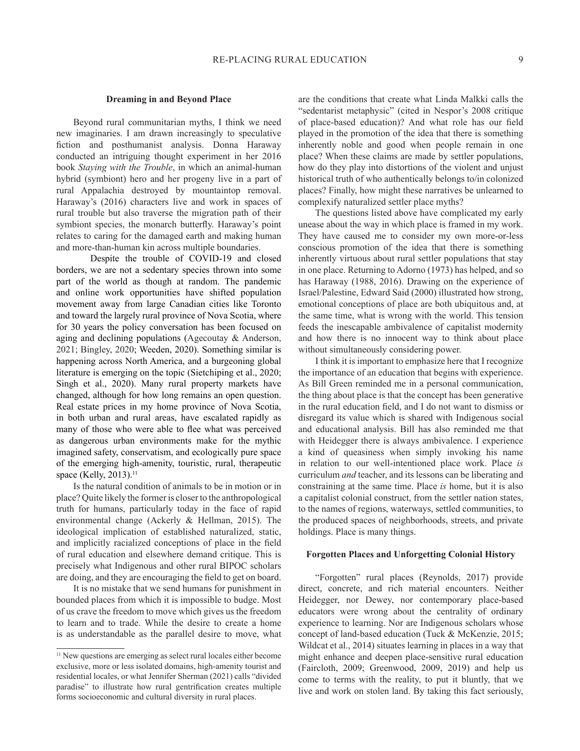### Dreaming in and Beyond Place

Beyond rural communitarian myths, I think we need new imaginaries. I am drawn increasingly to speculative fiction and posthumanist analysis. Donna Haraway conducted an intriguing thought experiment in her 2016 book *Staying with the Trouble*, in which an animal-human hybrid (symbiont) hero and her progeny live in a part of rural Appalachia destroyed by mountaintop removal. Haraway's (2016) characters live and work in spaces of rural trouble but also traverse the migration path of their symbiont species, the monarch butterfly. Haraway's point relates to caring for the damaged earth and making human and more-than-human kin across multiple boundaries.

Despite the trouble of COVID-19 and closed borders, we are not a sedentary species thrown into some part of the world as though at random. The pandemic and online work opportunities have shifted population movement away from large Canadian cities like Toronto and toward the largely rural province of Nova Scotia, where for 30 years the policy conversation has been focused on aging and declining populations (Agecoutay & Anderson, 2021; Bingley, 2020; Weeden, 2020). Something similar is happening across North America, and a burgeoning global literature is emerging on the topic (Sietchiping et al., 2020; Singh et al., 2020). Many rural property markets have changed, although for how long remains an open question. Real estate prices in my home province of Nova Scotia, in both urban and rural areas, have escalated rapidly as many of those who were able to flee what was perceived as dangerous urban environments make for the mythic imagined safety, conservatism, and ecologically pure space of the emerging high-amenity, touristic, rural, therapeutic space (Kelly, 2013).[11]

Is the natural condition of animals to be in motion or in place? Quite likely the former is closer to the anthropological truth for humans, particularly today in the face of rapid environmental change (Ackerly & Hellman, 2015). The ideological implication of established naturalized, static, and implicitly racialized conceptions of place in the field of rural education and elsewhere demand critique. This is precisely what Indigenous and other rural BIPOC scholars are doing, and they are encouraging the field to get on board.

It is no mistake that we send humans for punishment in bounded places from which it is impossible to budge. Most of us crave the freedom to move which gives us the freedom to learn and to trade. While the desire to create a home is as understandable as the parallel desire to move, what are the conditions that create what Linda Malkki calls the "sedentarist metaphysic" (cited in Nespor's 2008 critique of place-based education)? And what role has our field played in the promotion of the idea that there is something inherently noble and good when people remain in one place? When these claims are made by settler populations, how do they play into distortions of the violent and unjust historical truth of who authentically belongs to/in colonized places? Finally, how might these narratives be unlearned to complexify naturalized settler place myths?

The questions listed above have complicated my early unease about the way in which place is framed in my work. They have caused me to consider my own more-or-less conscious promotion of the idea that there is something inherently virtuous about rural settler populations that stay in one place. Returning to Adorno (1973) has helped, and so has Haraway (1988, 2016). Drawing on the experience of Israel/Palestine, Edward Said (2000) illustrated how strong, emotional conceptions of place are both ubiquitous and, at the same time, what is wrong with the world. This tension feeds the inescapable ambivalence of capitalist modernity and how there is no innocent way to think about place without simultaneously considering power.

I think it is important to emphasize here that I recognize the importance of an education that begins with experience. As Bill Green reminded me in a personal communication, the thing about place is that the concept has been generative in the rural education field, and I do not want to dismiss or disregard its value which is shared with Indigenous social and educational analysis. Bill has also reminded me that with Heidegger there is always ambivalence. I experience a kind of queasiness when simply invoking his name in relation to our well-intentioned place work. Place *is* curriculum *and* teacher, and its lessons can be liberating and constraining at the same time. Place *is* home, but it is also a capitalist colonial construct, from the settler nation states, to the names of regions, waterways, settled communities, to the produced spaces of neighborhoods, streets, and private holdings. Place is many things.

### Forgotten Places and Unforgetting Colonial History

"Forgotten" rural places (Reynolds, 2017) provide direct, concrete, and rich material encounters. Neither Heidegger, nor Dewey, nor contemporary place-based educators were wrong about the centrality of ordinary experience to learning. Nor are Indigenous scholars whose concept of land-based education (Tuck & McKenzie, 2015; Wildcat et al., 2014) situates learning in places in a way that might enhance and deepen place-sensitive rural education (Faircloth, 2009; Greenwood, 2009, 2019) and help us come to terms with the reality, to put it bluntly, that we live and work on stolen land. By taking this fact seriously,

[11] New questions are emerging as select rural locales either become exclusive, more or less isolated domains, high-amenity tourist and residential locales, or what Jennifer Sherman (2021) calls "divided paradise" to illustrate how rural gentrification creates multiple forms socioeconomic and cultural diversity in rural places.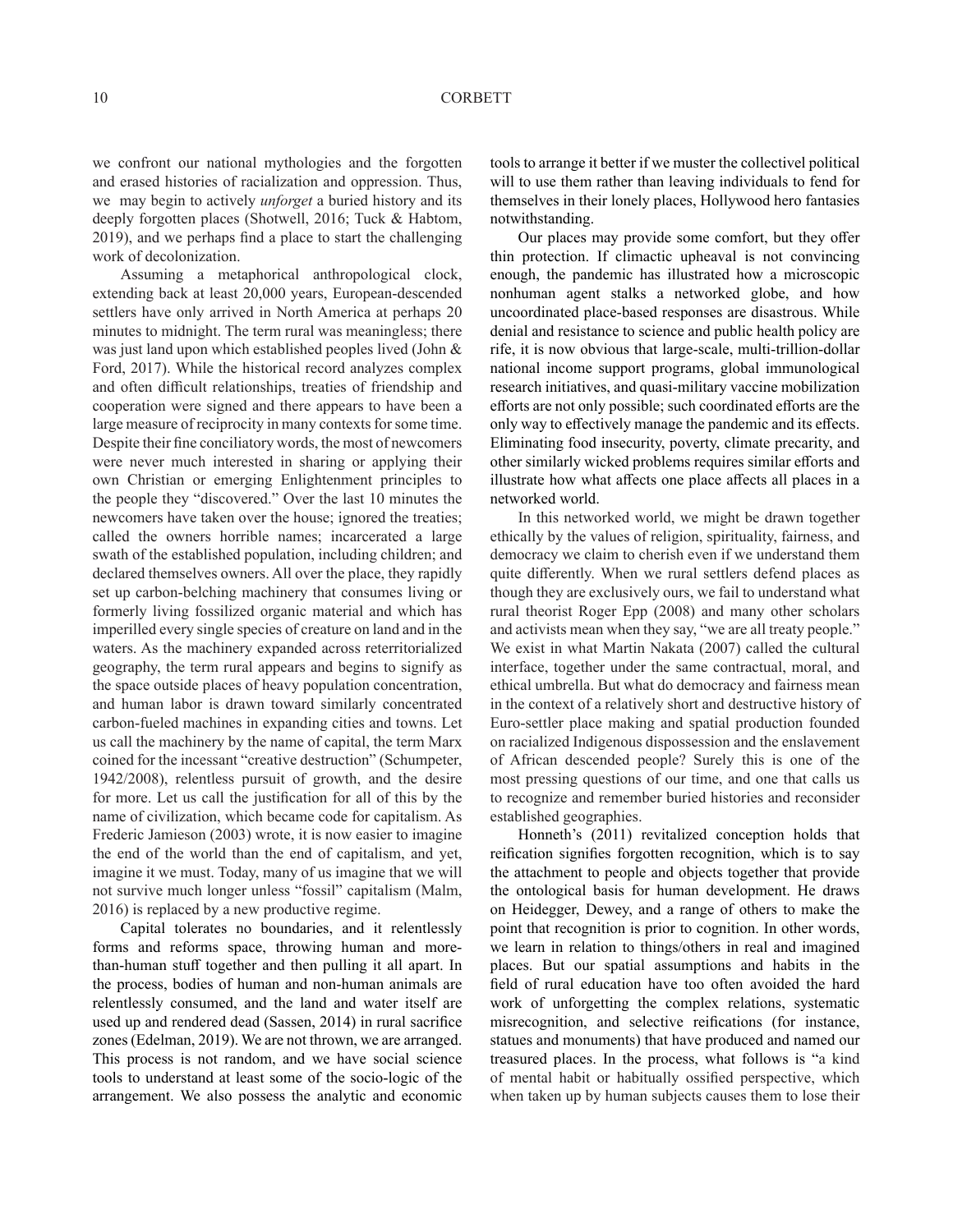we confront our national mythologies and the forgotten and erased histories of racialization and oppression. Thus, we may begin to actively *unforget* a buried history and its deeply forgotten places (Shotwell, 2016; Tuck & Habtom, 2019), and we perhaps find a place to start the challenging work of decolonization.

Assuming a metaphorical anthropological clock, extending back at least 20,000 years, European-descended settlers have only arrived in North America at perhaps 20 minutes to midnight. The term rural was meaningless; there was just land upon which established peoples lived (John & Ford, 2017). While the historical record analyzes complex and often difficult relationships, treaties of friendship and cooperation were signed and there appears to have been a large measure of reciprocity in many contexts for some time. Despite their fine conciliatory words, the most of newcomers were never much interested in sharing or applying their own Christian or emerging Enlightenment principles to the people they "discovered." Over the last 10 minutes the newcomers have taken over the house; ignored the treaties; called the owners horrible names; incarcerated a large swath of the established population, including children; and declared themselves owners. All over the place, they rapidly set up carbon-belching machinery that consumes living or formerly living fossilized organic material and which has imperilled every single species of creature on land and in the waters. As the machinery expanded across reterritorialized geography, the term rural appears and begins to signify as the space outside places of heavy population concentration, and human labor is drawn toward similarly concentrated carbon-fueled machines in expanding cities and towns. Let us call the machinery by the name of capital, the term Marx coined for the incessant "creative destruction" (Schumpeter, 1942/2008), relentless pursuit of growth, and the desire for more. Let us call the justification for all of this by the name of civilization, which became code for capitalism. As Frederic Jamieson (2003) wrote, it is now easier to imagine the end of the world than the end of capitalism, and yet, imagine it we must. Today, many of us imagine that we will not survive much longer unless "fossil" capitalism (Malm, 2016) is replaced by a new productive regime.

Capital tolerates no boundaries, and it relentlessly forms and reforms space, throwing human and more-than-human stuff together and then pulling it all apart. In the process, bodies of human and non-human animals are relentlessly consumed, and the land and water itself are used up and rendered dead (Sassen, 2014) in rural sacrifice zones (Edelman, 2019). We are not thrown, we are arranged. This process is not random, and we have social science tools to understand at least some of the socio-logic of the arrangement. We also possess the analytic and economic tools to arrange it better if we muster the collectivel political will to use them rather than leaving individuals to fend for themselves in their lonely places, Hollywood hero fantasies notwithstanding.

Our places may provide some comfort, but they offer thin protection. If climactic upheaval is not convincing enough, the pandemic has illustrated how a microscopic nonhuman agent stalks a networked globe, and how uncoordinated place-based responses are disastrous. While denial and resistance to science and public health policy are rife, it is now obvious that large-scale, multi-trillion-dollar national income support programs, global immunological research initiatives, and quasi-military vaccine mobilization efforts are not only possible; such coordinated efforts are the only way to effectively manage the pandemic and its effects. Eliminating food insecurity, poverty, climate precarity, and other similarly wicked problems requires similar efforts and illustrate how what affects one place affects all places in a networked world.

In this networked world, we might be drawn together ethically by the values of religion, spirituality, fairness, and democracy we claim to cherish even if we understand them quite differently. When we rural settlers defend places as though they are exclusively ours, we fail to understand what rural theorist Roger Epp (2008) and many other scholars and activists mean when they say, "we are all treaty people." We exist in what Martin Nakata (2007) called the cultural interface, together under the same contractual, moral, and ethical umbrella. But what do democracy and fairness mean in the context of a relatively short and destructive history of Euro-settler place making and spatial production founded on racialized Indigenous dispossession and the enslavement of African descended people? Surely this is one of the most pressing questions of our time, and one that calls us to recognize and remember buried histories and reconsider established geographies.

Honneth's (2011) revitalized conception holds that reification signifies forgotten recognition, which is to say the attachment to people and objects together that provide the ontological basis for human development. He draws on Heidegger, Dewey, and a range of others to make the point that recognition is prior to cognition. In other words, we learn in relation to things/others in real and imagined places. But our spatial assumptions and habits in the field of rural education have too often avoided the hard work of unforgetting the complex relations, systematic misrecognition, and selective reifications (for instance, statues and monuments) that have produced and named our treasured places. In the process, what follows is "a kind of mental habit or habitually ossified perspective, which when taken up by human subjects causes them to lose their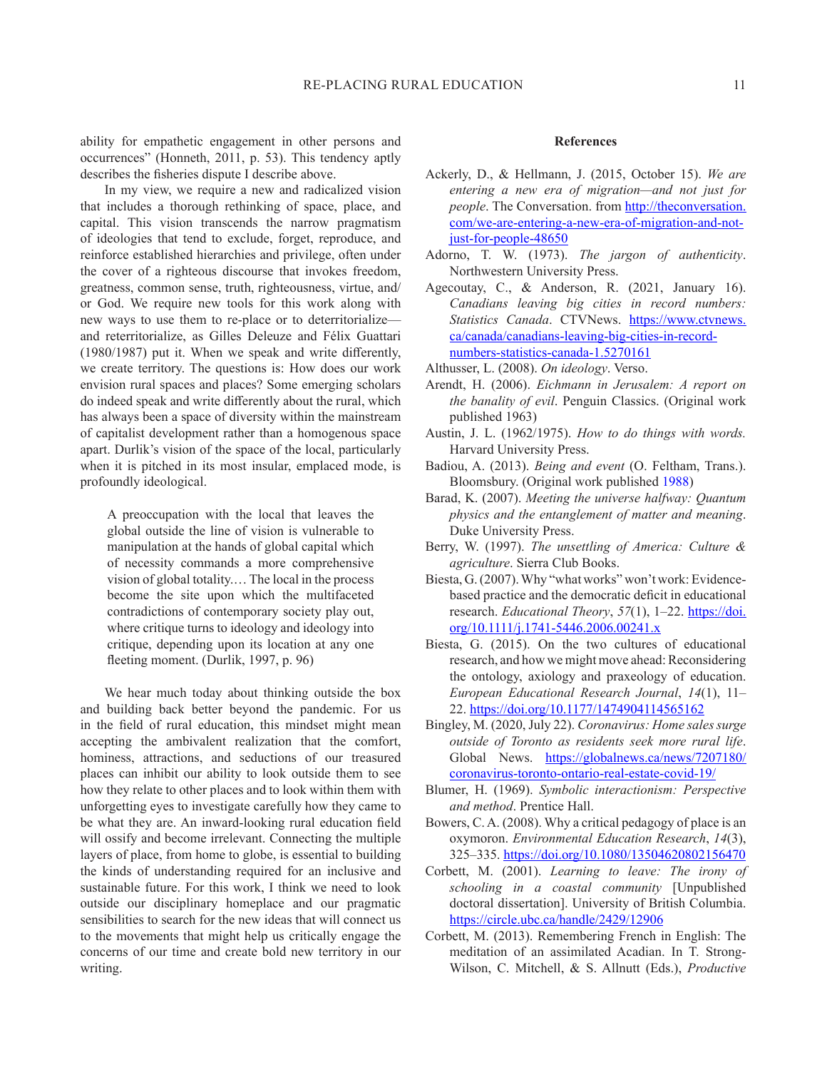ability for empathetic engagement in other persons and occurrences" (Honneth, 2011, p. 53). This tendency aptly describes the fisheries dispute I describe above.

In my view, we require a new and radicalized vision that includes a thorough rethinking of space, place, and capital. This vision transcends the narrow pragmatism of ideologies that tend to exclude, forget, reproduce, and reinforce established hierarchies and privilege, often under the cover of a righteous discourse that invokes freedom, greatness, common sense, truth, righteousness, virtue, and/or God. We require new tools for this work along with new ways to use them to re-place or to deterritorialize—and reterritorialize, as Gilles Deleuze and Félix Guattari (1980/1987) put it. When we speak and write differently, we create territory. The questions is: How does our work envision rural spaces and places? Some emerging scholars do indeed speak and write differently about the rural, which has always been a space of diversity within the mainstream of capitalist development rather than a homogenous space apart. Durlik's vision of the space of the local, particularly when it is pitched in its most insular, emplaced mode, is profoundly ideological.

> A preoccupation with the local that leaves the global outside the line of vision is vulnerable to manipulation at the hands of global capital which of necessity commands a more comprehensive vision of global totality.… The local in the process become the site upon which the multifaceted contradictions of contemporary society play out, where critique turns to ideology and ideology into critique, depending upon its location at any one fleeting moment. (Durlik, 1997, p. 96)

We hear much today about thinking outside the box and building back better beyond the pandemic. For us in the field of rural education, this mindset might mean accepting the ambivalent realization that the comfort, hominess, attractions, and seductions of our treasured places can inhibit our ability to look outside them to see how they relate to other places and to look within them with unforgetting eyes to investigate carefully how they came to be what they are. An inward-looking rural education field will ossify and become irrelevant. Connecting the multiple layers of place, from home to globe, is essential to building the kinds of understanding required for an inclusive and sustainable future. For this work, I think we need to look outside our disciplinary homeplace and our pragmatic sensibilities to search for the new ideas that will connect us to the movements that might help us critically engage the concerns of our time and create bold new territory in our writing.

## References

Ackerly, D., & Hellmann, J. (2015, October 15). *We are entering a new era of migration—and not just for people*. The Conversation. from http://theconversation.com/we-are-entering-a-new-era-of-migration-and-not-just-for-people-48650

Adorno, T. W. (1973). *The jargon of authenticity*. Northwestern University Press.

Agecoutay, C., & Anderson, R. (2021, January 16). *Canadians leaving big cities in record numbers: Statistics Canada*. CTVNews. https://www.ctvnews.ca/canada/canadians-leaving-big-cities-in-record-numbers-statistics-canada-1.5270161

Althusser, L. (2008). *On ideology*. Verso.

Arendt, H. (2006). *Eichmann in Jerusalem: A report on the banality of evil*. Penguin Classics. (Original work published 1963)

Austin, J. L. (1962/1975). *How to do things with words.* Harvard University Press.

Badiou, A. (2013). *Being and event* (O. Feltham, Trans.). Bloomsbury. (Original work published 1988)

Barad, K. (2007). *Meeting the universe halfway: Quantum physics and the entanglement of matter and meaning*. Duke University Press.

Berry, W. (1997). *The unsettling of America: Culture & agriculture*. Sierra Club Books.

Biesta, G. (2007). Why "what works" won't work: Evidence-based practice and the democratic deficit in educational research. *Educational Theory*, *57*(1), 1–22. https://doi.org/10.1111/j.1741-5446.2006.00241.x

Biesta, G. (2015). On the two cultures of educational research, and how we might move ahead: Reconsidering the ontology, axiology and praxeology of education. *European Educational Research Journal*, *14*(1), 11–22. https://doi.org/10.1177/1474904114565162

Bingley, M. (2020, July 22). *Coronavirus: Home sales surge outside of Toronto as residents seek more rural life*. Global News. https://globalnews.ca/news/7207180/coronavirus-toronto-ontario-real-estate-covid-19/

Blumer, H. (1969). *Symbolic interactionism: Perspective and method*. Prentice Hall.

Bowers, C. A. (2008). Why a critical pedagogy of place is an oxymoron. *Environmental Education Research*, *14*(3), 325–335. https://doi.org/10.1080/13504620802156470

Corbett, M. (2001). *Learning to leave: The irony of schooling in a coastal community* [Unpublished doctoral dissertation]. University of British Columbia. https://circle.ubc.ca/handle/2429/12906

Corbett, M. (2013). Remembering French in English: The meditation of an assimilated Acadian. In T. Strong-Wilson, C. Mitchell, & S. Allnutt (Eds.), *Productive*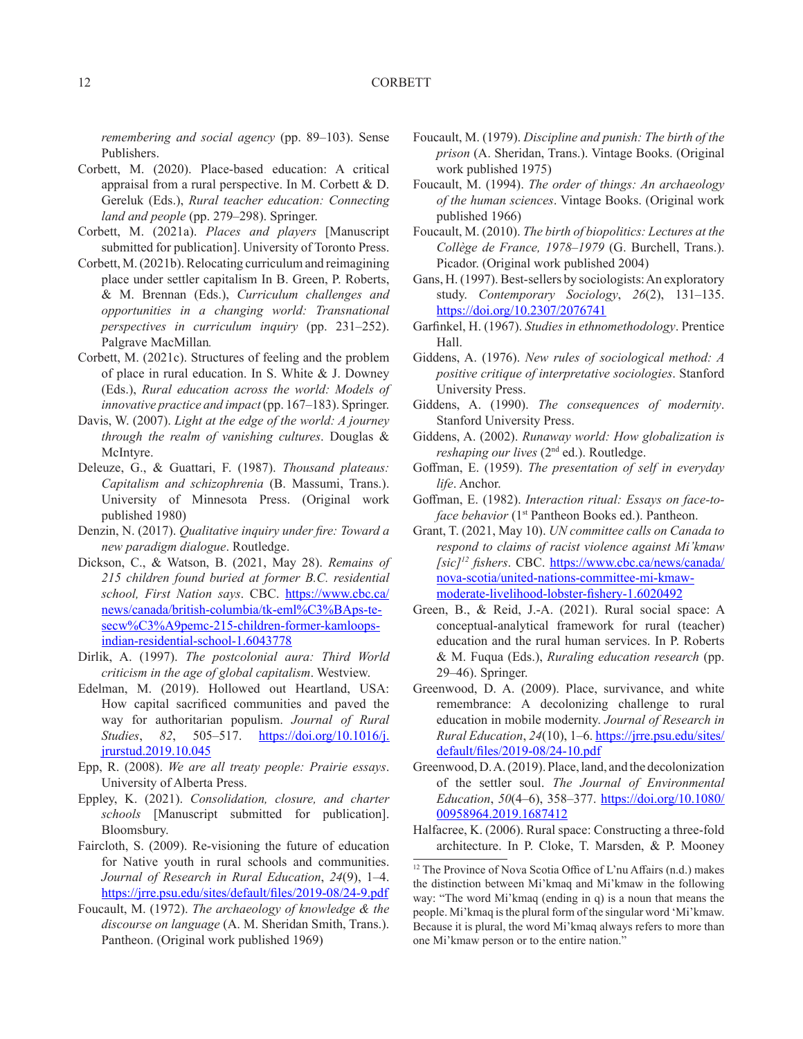*remembering and social agency* (pp. 89–103). Sense Publishers.

Corbett, M. (2020). Place-based education: A critical appraisal from a rural perspective. In M. Corbett & D. Gereluk (Eds.), *Rural teacher education: Connecting land and people* (pp. 279–298). Springer.

Corbett, M. (2021a). *Places and players* [Manuscript submitted for publication]. University of Toronto Press.

Corbett, M. (2021b). Relocating curriculum and reimagining place under settler capitalism In B. Green, P. Roberts, & M. Brennan (Eds.), *Curriculum challenges and opportunities in a changing world: Transnational perspectives in curriculum inquiry* (pp. 231–252). Palgrave MacMillan*.*

Corbett, M. (2021c). Structures of feeling and the problem of place in rural education. In S. White & J. Downey (Eds.), *Rural education across the world: Models of innovative practice and impact* (pp. 167–183). Springer.

Davis, W. (2007). *Light at the edge of the world: A journey through the realm of vanishing cultures*. Douglas & McIntyre.

Deleuze, G., & Guattari, F. (1987). *Thousand plateaus: Capitalism and schizophrenia* (B. Massumi, Trans.). University of Minnesota Press. (Original work published 1980)

Denzin, N. (2017). *Qualitative inquiry under fire: Toward a new paradigm dialogue*. Routledge.

Dickson, C., & Watson, B. (2021, May 28). *Remains of 215 children found buried at former B.C. residential school, First Nation says*. CBC. https://www.cbc.ca/news/canada/british-columbia/tk-eml%C3%BAps-te-secw%C3%A9pemc-215-children-former-kamloops-indian-residential-school-1.6043778

Dirlik, A. (1997). *The postcolonial aura: Third World criticism in the age of global capitalism*. Westview.

Edelman, M. (2019). Hollowed out Heartland, USA: How capital sacrificed communities and paved the way for authoritarian populism. *Journal of Rural Studies*, *82*, 505–517. https://doi.org/10.1016/j.jrurstud.2019.10.045

Epp, R. (2008). *We are all treaty people: Prairie essays*. University of Alberta Press.

Eppley, K. (2021). *Consolidation, closure, and charter schools* [Manuscript submitted for publication]. Bloomsbury.

Faircloth, S. (2009). Re-visioning the future of education for Native youth in rural schools and communities. *Journal of Research in Rural Education*, *24*(9), 1–4. https://jrre.psu.edu/sites/default/files/2019-08/24-9.pdf

Foucault, M. (1972). *The archaeology of knowledge & the discourse on language* (A. M. Sheridan Smith, Trans.). Pantheon. (Original work published 1969)

Foucault, M. (1979). *Discipline and punish: The birth of the prison* (A. Sheridan, Trans.). Vintage Books. (Original work published 1975)

Foucault, M. (1994). *The order of things: An archaeology of the human sciences*. Vintage Books. (Original work published 1966)

Foucault, M. (2010). *The birth of biopolitics: Lectures at the Collège de France, 1978–1979* (G. Burchell, Trans.). Picador. (Original work published 2004)

Gans, H. (1997). Best-sellers by sociologists: An exploratory study. *Contemporary Sociology*, *26*(2), 131–135. https://doi.org/10.2307/2076741

Garfinkel, H. (1967). *Studies in ethnomethodology*. Prentice Hall.

Giddens, A. (1976). *New rules of sociological method: A positive critique of interpretative sociologies*. Stanford University Press.

Giddens, A. (1990). *The consequences of modernity*. Stanford University Press.

Giddens, A. (2002). *Runaway world: How globalization is reshaping our lives* (2nd ed.). Routledge.

Goffman, E. (1959). *The presentation of self in everyday life*. Anchor.

Goffman, E. (1982). *Interaction ritual: Essays on face-to-face behavior* (1st Pantheon Books ed.). Pantheon.

Grant, T. (2021, May 10). *UN committee calls on Canada to respond to claims of racist violence against Mi'kmaw [sic][12] fishers*. CBC. https://www.cbc.ca/news/canada/nova-scotia/united-nations-committee-mi-kmaw-moderate-livelihood-lobster-fishery-1.6020492

Green, B., & Reid, J.-A. (2021). Rural social space: A conceptual-analytical framework for rural (teacher) education and the rural human services. In P. Roberts & M. Fuqua (Eds.), *Ruraling education research* (pp. 29–46). Springer.

Greenwood, D. A. (2009). Place, survivance, and white remembrance: A decolonizing challenge to rural education in mobile modernity. *Journal of Research in Rural Education*, *24*(10), 1–6. https://jrre.psu.edu/sites/default/files/2019-08/24-10.pdf

Greenwood, D. A. (2019). Place, land, and the decolonization of the settler soul. *The Journal of Environmental Education*, *50*(4–6), 358–377. https://doi.org/10.1080/00958964.2019.1687412

Halfacree, K. (2006). Rural space: Constructing a three-fold architecture. In P. Cloke, T. Marsden, & P. Mooney

[12] The Province of Nova Scotia Office of L'nu Affairs (n.d.) makes the distinction between Mi'kmaq and Mi'kmaw in the following way: "The word Mi'kmaq (ending in q) is a noun that means the people. Mi'kmaq is the plural form of the singular word 'Mi'kmaw. Because it is plural, the word Mi'kmaq always refers to more than one Mi'kmaw person or to the entire nation."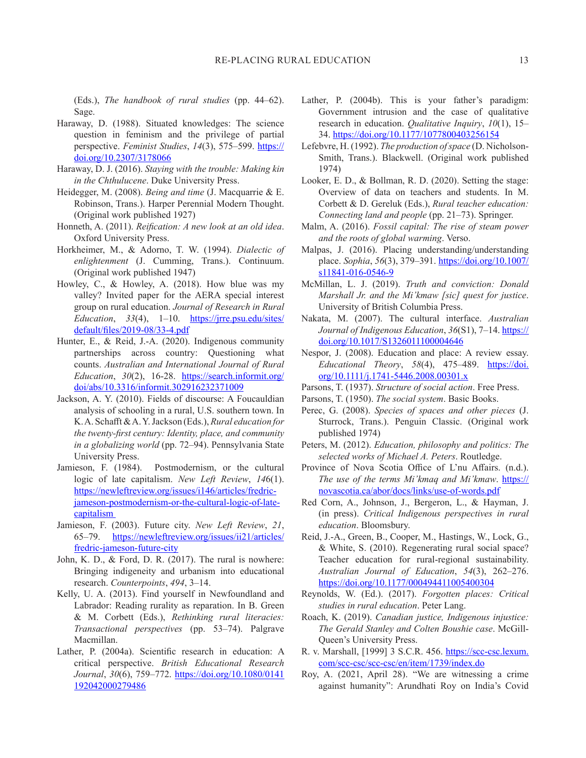(Eds.), *The handbook of rural studies* (pp. 44–62). Sage.

Haraway, D. (1988). Situated knowledges: The science question in feminism and the privilege of partial perspective. *Feminist Studies*, *14*(3), 575–599. https://doi.org/10.2307/3178066

Haraway, D. J. (2016). *Staying with the trouble: Making kin in the Chthulucene*. Duke University Press.

Heidegger, M. (2008). *Being and time* (J. Macquarrie & E. Robinson, Trans.). Harper Perennial Modern Thought. (Original work published 1927)

Honneth, A. (2011). *Reification: A new look at an old idea*. Oxford University Press.

Horkheimer, M., & Adorno, T. W. (1994). *Dialectic of enlightenment* (J. Cumming, Trans.). Continuum. (Original work published 1947)

Howley, C., & Howley, A. (2018). How blue was my valley? Invited paper for the AERA special interest group on rural education. *Journal of Research in Rural Education*, *33*(4), 1–10. https://jrre.psu.edu/sites/default/files/2019-08/33-4.pdf

Hunter, E., & Reid, J.-A. (2020). Indigenous community partnerships across country: Questioning what counts. *Australian and International Journal of Rural Education*, *30*(2), 16-28. https://search.informit.org/doi/abs/10.3316/informit.302916232371009

Jackson, A. Y. (2010). Fields of discourse: A Foucauldian analysis of schooling in a rural, U.S. southern town. In K. A. Schafft & A. Y. Jackson (Eds.), *Rural education for the twenty-first century: Identity, place, and community in a globalizing world* (pp. 72–94). Pennsylvania State University Press.

Jamieson, F. (1984). Postmodernism, or the cultural logic of late capitalism. *New Left Review*, *146*(1). https://newleftreview.org/issues/i146/articles/fredric-jameson-postmodernism-or-the-cultural-logic-of-late-capitalism

Jamieson, F. (2003). Future city. *New Left Review*, *21*, 65–79. https://newleftreview.org/issues/ii21/articles/fredric-jameson-future-city

John, K. D., & Ford, D. R. (2017). The rural is nowhere: Bringing indigeneity and urbanism into educational research. *Counterpoints*, *494*, 3–14.

Kelly, U. A. (2013). Find yourself in Newfoundland and Labrador: Reading rurality as reparation. In B. Green & M. Corbett (Eds.), *Rethinking rural literacies: Transactional perspectives* (pp. 53–74). Palgrave Macmillan.

Lather, P. (2004a). Scientific research in education: A critical perspective. *British Educational Research Journal*, *30*(6), 759–772. https://doi.org/10.1080/0141192042000279486

Lather, P. (2004b). This is your father's paradigm: Government intrusion and the case of qualitative research in education. *Qualitative Inquiry*, *10*(1), 15–34. https://doi.org/10.1177/1077800403256154

Lefebvre, H. (1992). *The production of space* (D. Nicholson-Smith, Trans.). Blackwell. (Original work published 1974)

Looker, E. D., & Bollman, R. D. (2020). Setting the stage: Overview of data on teachers and students. In M. Corbett & D. Gereluk (Eds.), *Rural teacher education: Connecting land and people* (pp. 21–73). Springer.

Malm, A. (2016). *Fossil capital: The rise of steam power and the roots of global warming*. Verso.

Malpas, J. (2016). Placing understanding/understanding place. *Sophia*, *56*(3), 379–391. https://doi.org/10.1007/s11841-016-0546-9

McMillan, L. J. (2019). *Truth and conviction: Donald Marshall Jr. and the Mi'kmaw [sic] quest for justice*. University of British Columbia Press.

Nakata, M. (2007). The cultural interface. *Australian Journal of Indigenous Education*, *36*(S1), 7–14. https://doi.org/10.1017/S1326011100004646

Nespor, J. (2008). Education and place: A review essay. *Educational Theory*, *58*(4), 475–489. https://doi.org/10.1111/j.1741-5446.2008.00301.x

Parsons, T. (1937). *Structure of social action*. Free Press.

Parsons, T. (1950). *The social system*. Basic Books.

Perec, G. (2008). *Species of spaces and other pieces* (J. Sturrock, Trans.). Penguin Classic. (Original work published 1974)

Peters, M. (2012). *Education, philosophy and politics: The selected works of Michael A. Peters*. Routledge.

Province of Nova Scotia Office of L'nu Affairs. (n.d.). *The use of the terms Mi'kmaq and Mi'kmaw*. https://novascotia.ca/abor/docs/links/use-of-words.pdf

Red Corn, A., Johnson, J., Bergeron, L., & Hayman, J. (in press). *Critical Indigenous perspectives in rural education*. Bloomsbury.

Reid, J.-A., Green, B., Cooper, M., Hastings, W., Lock, G., & White, S. (2010). Regenerating rural social space? Teacher education for rural-regional sustainability. *Australian Journal of Education*, *54*(3), 262–276. https://doi.org/10.1177/000494411005400304

Reynolds, W. (Ed.). (2017). *Forgotten places: Critical studies in rural education*. Peter Lang.

Roach, K. (2019). *Canadian justice, Indigenous injustice: The Gerald Stanley and Colten Boushie case*. McGill-Queen's University Press.

R. v. Marshall, [1999] 3 S.C.R. 456. https://scc-csc.lexum.com/scc-csc/scc-csc/en/item/1739/index.do

Roy, A. (2021, April 28). "We are witnessing a crime against humanity": Arundhati Roy on India's Covid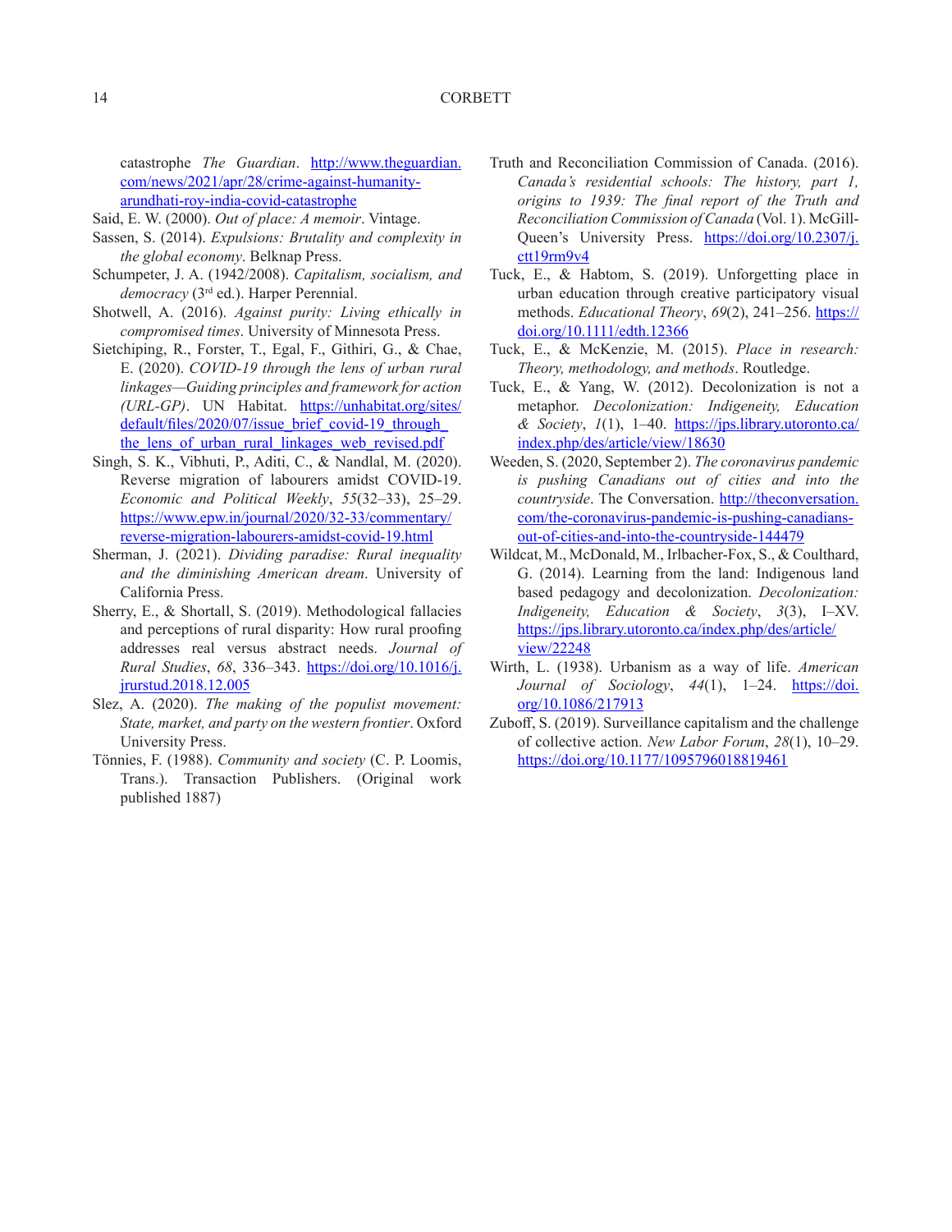catastrophe *The Guardian*. http://www.theguardian.com/news/2021/apr/28/crime-against-humanity-arundhati-roy-india-covid-catastrophe

Said, E. W. (2000). *Out of place: A memoir*. Vintage.

Sassen, S. (2014). *Expulsions: Brutality and complexity in the global economy*. Belknap Press.

Schumpeter, J. A. (1942/2008). *Capitalism, socialism, and democracy* (3rd ed.). Harper Perennial.

Shotwell, A. (2016). *Against purity: Living ethically in compromised times*. University of Minnesota Press.

Sietchiping, R., Forster, T., Egal, F., Githiri, G., & Chae, E. (2020). *COVID-19 through the lens of urban rural linkages—Guiding principles and framework for action (URL-GP)*. UN Habitat. https://unhabitat.org/sites/default/files/2020/07/issue_brief_covid-19_through_the_lens_of_urban_rural_linkages_web_revised.pdf

Singh, S. K., Vibhuti, P., Aditi, C., & Nandlal, M. (2020). Reverse migration of labourers amidst COVID-19. *Economic and Political Weekly*, *55*(32–33), 25–29. https://www.epw.in/journal/2020/32-33/commentary/reverse-migration-labourers-amidst-covid-19.html

Sherman, J. (2021). *Dividing paradise: Rural inequality and the diminishing American dream*. University of California Press.

Sherry, E., & Shortall, S. (2019). Methodological fallacies and perceptions of rural disparity: How rural proofing addresses real versus abstract needs. *Journal of Rural Studies*, *68*, 336–343. https://doi.org/10.1016/j.jrurstud.2018.12.005

Slez, A. (2020). *The making of the populist movement: State, market, and party on the western frontier*. Oxford University Press.

Tönnies, F. (1988). *Community and society* (C. P. Loomis, Trans.). Transaction Publishers. (Original work published 1887)

Truth and Reconciliation Commission of Canada. (2016). *Canada's residential schools: The history, part 1, origins to 1939: The final report of the Truth and Reconciliation Commission of Canada* (Vol. 1). McGill-Queen's University Press. https://doi.org/10.2307/j.ctt19rm9v4

Tuck, E., & Habtom, S. (2019). Unforgetting place in urban education through creative participatory visual methods. *Educational Theory*, *69*(2), 241–256. https://doi.org/10.1111/edth.12366

Tuck, E., & McKenzie, M. (2015). *Place in research: Theory, methodology, and methods*. Routledge.

Tuck, E., & Yang, W. (2012). Decolonization is not a metaphor. *Decolonization: Indigeneity, Education & Society*, *1*(1), 1–40. https://jps.library.utoronto.ca/index.php/des/article/view/18630

Weeden, S. (2020, September 2). *The coronavirus pandemic is pushing Canadians out of cities and into the countryside*. The Conversation. http://theconversation.com/the-coronavirus-pandemic-is-pushing-canadians-out-of-cities-and-into-the-countryside-144479

Wildcat, M., McDonald, M., Irlbacher-Fox, S., & Coulthard, G. (2014). Learning from the land: Indigenous land based pedagogy and decolonization. *Decolonization: Indigeneity, Education & Society*, *3*(3), I–XV. https://jps.library.utoronto.ca/index.php/des/article/view/22248

Wirth, L. (1938). Urbanism as a way of life. *American Journal of Sociology*, *44*(1), 1–24. https://doi.org/10.1086/217913

Zuboff, S. (2019). Surveillance capitalism and the challenge of collective action. *New Labor Forum*, *28*(1), 10–29. https://doi.org/10.1177/1095796018819461